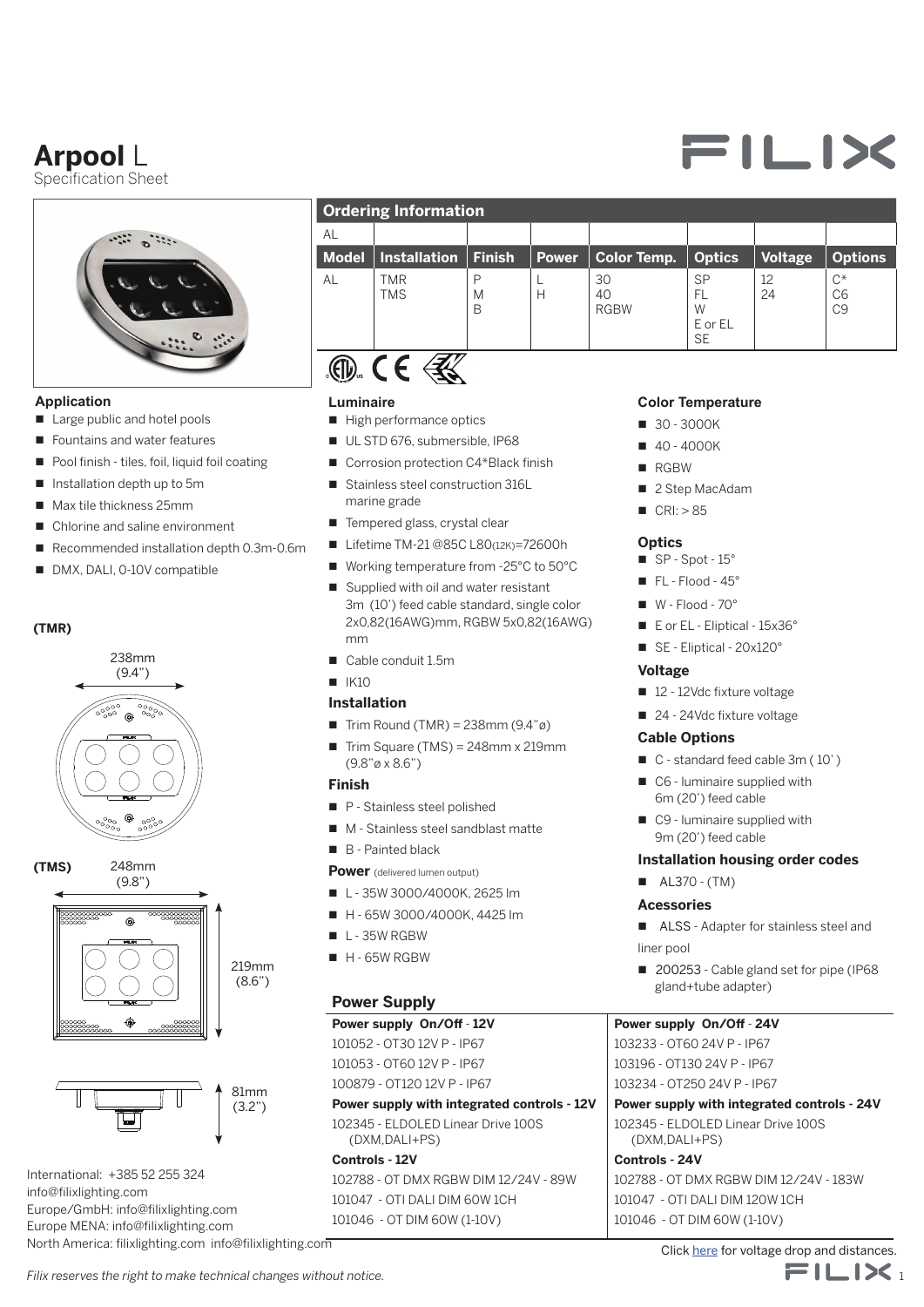# Arpool L

Specification Sheet

## Ordering Information

| AL | | | | | | | |
|---|---|---|---|---|---|---|---|
| **Model** | **Installation** | **Finish** | **Power** | **Color Temp.** | **Optics** | **Voltage** | **Options** |
| AL | TMR<br>TMS | P<br>M<br>B | L<br>H | 30<br>40<br>RGBW | SP<br>FL<br>W<br>E or EL<br>SE | 12<br>24 | C*<br>C6<br>C9 |

### Application

- Large public and hotel pools
- Fountains and water features
- Pool finish - tiles, foil, liquid foil coating
- Installation depth up to 5m
- Max tile thickness 25mm
- Chlorine and saline environment
- Recommended installation depth 0.3m-0.6m
- DMX, DALI, 0-10V compatible

**(TMR)**

238mm (9.4")

**(TMS)**

248mm (9.8")

219mm (8.6")

81mm (3.2")

### Luminaire

- High performance optics
- UL STD 676, submersible, IP68
- Corrosion protection C4*Black finish
- Stainless steel construction 316L marine grade
- Tempered glass, crystal clear
- Lifetime TM-21 @85C L80(12K)=72600h
- Working temperature from -25°C to 50°C
- Supplied with oil and water resistant 3m (10') feed cable standard, single color 2x0,82(16AWG)mm, RGBW 5x0,82(16AWG) mm
- Cable conduit 1.5m
- IK10

### Installation

- Trim Round (TMR) = 238mm (9.4"ø)
- Trim Square (TMS) = 248mm x 219mm (9.8"ø x 8.6")

### Finish

- P - Stainless steel polished
- M - Stainless steel sandblast matte
- B - Painted black

### Power (delivered lumen output)

- L - 35W 3000/4000K, 2625 lm
- H - 65W 3000/4000K, 4425 lm
- L - 35W RGBW
- H - 65W RGBW

### Color Temperature

- 30 - 3000K
- 40 - 4000K
- RGBW
- 2 Step MacAdam
- CRI: > 85

### Optics

- SP - Spot - 15°
- FL - Flood - 45°
- W - Flood - 70°
- E or EL - Eliptical - 15x36°
- SE - Eliptical - 20x120°

### Voltage

- 12 - 12Vdc fixture voltage
- 24 - 24Vdc fixture voltage

### Cable Options

- C - standard feed cable 3m ( 10' )
- C6 - luminaire supplied with 6m (20') feed cable
- C9 - luminaire supplied with 9m (20') feed cable

### Installation housing order codes

- AL370 - (TM)

### Acessories

- ALSS - Adapter for stainless steel and liner pool
- 200253 - Cable gland set for pipe (IP68 gland+tube adapter)

## Power Supply

| **Power supply On/Off - 12V** | **Power supply On/Off - 24V** |
|---|---|
| 101052 - OT30 12V P - IP67 | 103233 - OT60 24V P - IP67 |
| 101053 - OT60 12V P - IP67 | 103196 - OT130 24V P - IP67 |
| 100879 - OT120 12V P - IP67 | 103234 - OT250 24V P - IP67 |
| **Power supply with integrated controls - 12V** | **Power supply with integrated controls - 24V** |
| 102345 - ELDOLED Linear Drive 100S (DXM,DALI+PS) | 102345 - ELDOLED Linear Drive 100S (DXM,DALI+PS) |
| **Controls - 12V** | **Controls - 24V** |
| 102788 - OT DMX RGBW DIM 12/24V - 89W | 102788 - OT DMX RGBW DIM 12/24V - 183W |
| 101047 - OTI DALI DIM 60W 1CH | 101047 - OTI DALI DIM 120W 1CH |
| 101046 - OT DIM 60W (1-10V) | 101046 - OT DIM 60W (1-10V) |

Click here for voltage drop and distances.

International: +385 52 255 324
info@filixlighting.com
Europe/GmbH: info@filixlighting.com
Europe MENA: info@filixlighting.com
North America: filixlighting.com info@filixlighting.com

*Filix reserves the right to make technical changes without notice.*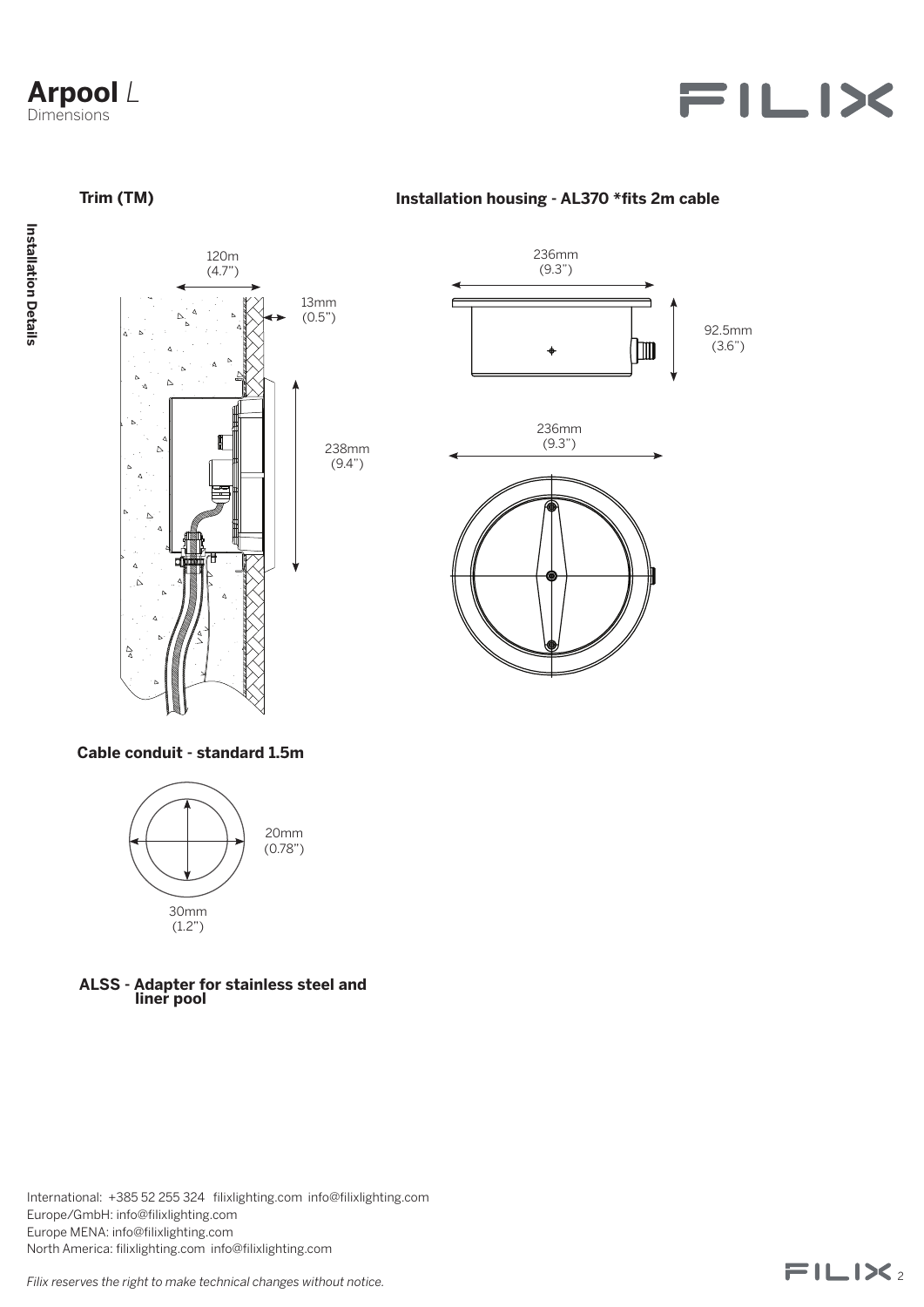# Arpool *L*
Dimensions

Installation Details

## Trim (TM)

120m
(4.7")

13mm
(0.5")

238mm
(9.4")

## Installation housing - AL370 *fits 2m cable

236mm
(9.3")

92.5mm
(3.6")

236mm
(9.3")

## Cable conduit - standard 1.5m

20mm
(0.78")

30mm
(1.2")

## ALSS - Adapter for stainless steel and liner pool

International: +385 52 255 324 filixlighting.com info@filixlighting.com
Europe/GmbH: info@filixlighting.com
Europe MENA: info@filixlighting.com
North America: filixlighting.com info@filixlighting.com

*Filix reserves the right to make technical changes without notice.*